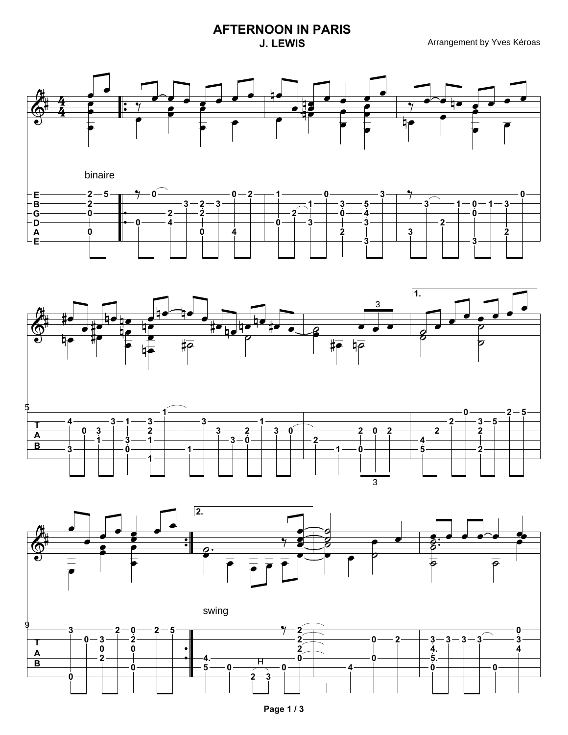# AFTERNOON IN PARIS

**J. LEWIS**

Arrangement by Yves Kéroas

binaire

swing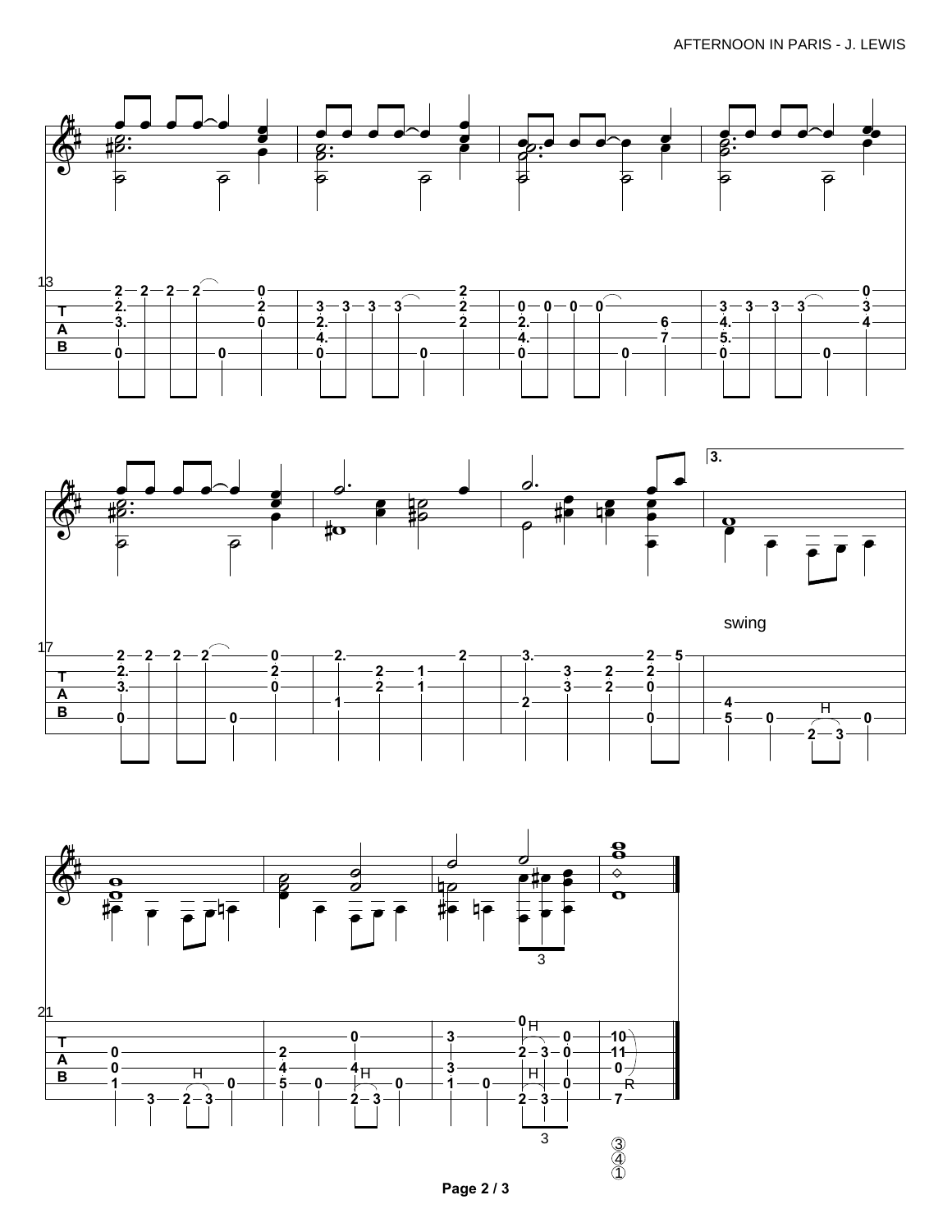swing

3.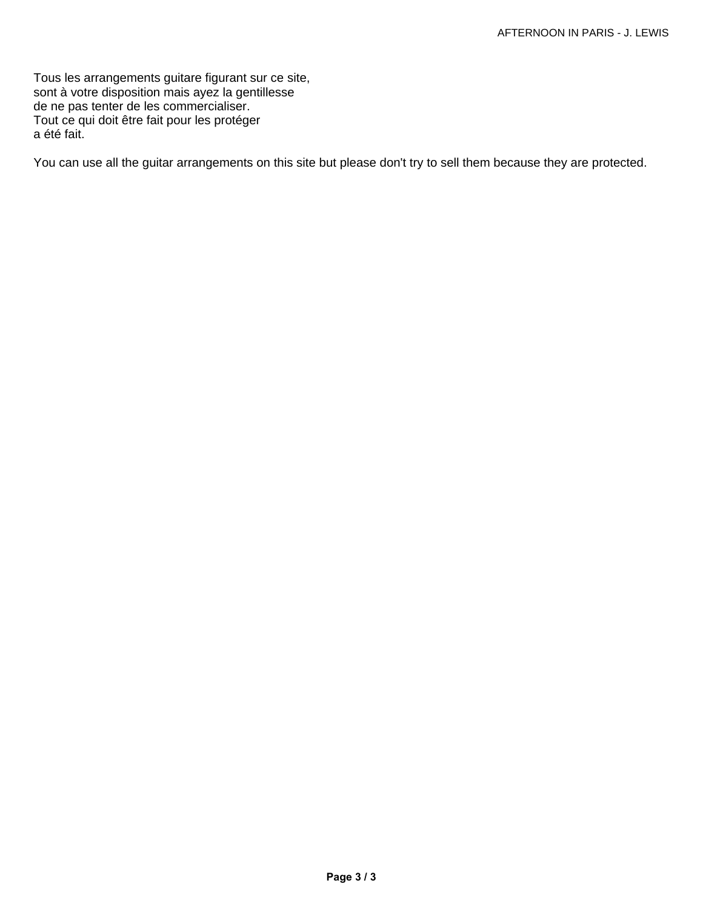Tous les arrangements guitare figurant sur ce site,
sont à votre disposition mais ayez la gentillesse
de ne pas tenter de les commercialiser.
Tout ce qui doit être fait pour les protéger
a été fait.

You can use all the guitar arrangements on this site but please don't try to sell them because they are protected.